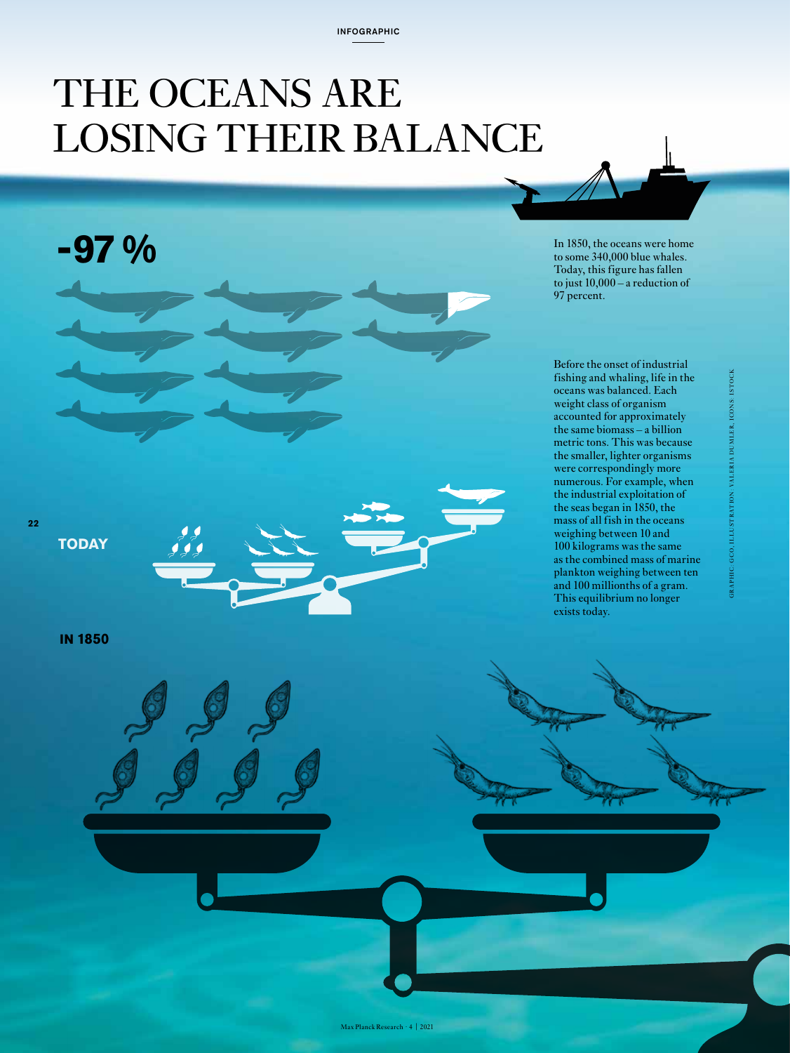# THE OCEANS ARE LOSING THEIR BALANCE

**-97 %**

In 1850, the oceans were home to some 340,000 blue whales. Today, this figure has fallen to just 10,000 – a reduction of 97 percent.

Before the onset of industrial fishing and whaling, life in the oceans was balanced. Each weight class of organism accounted for approximately the same biomass – a billion metric tons. This was because the smaller, lighter organisms were correspondingly more numerous. For example, when the industrial exploitation of the seas began in 1850, the mass of all fish in the oceans weighing between 10 and 100 kilograms was the same as the combined mass of marine plankton weighing between ten and 100 millionths of a gram. This equilibrium no longer exists today.

**TODAY**

**IN 1850**

GRAPHIC: GCO; ILLUSTRATION: VALERIA DUMLER; ICONS: ISTOCK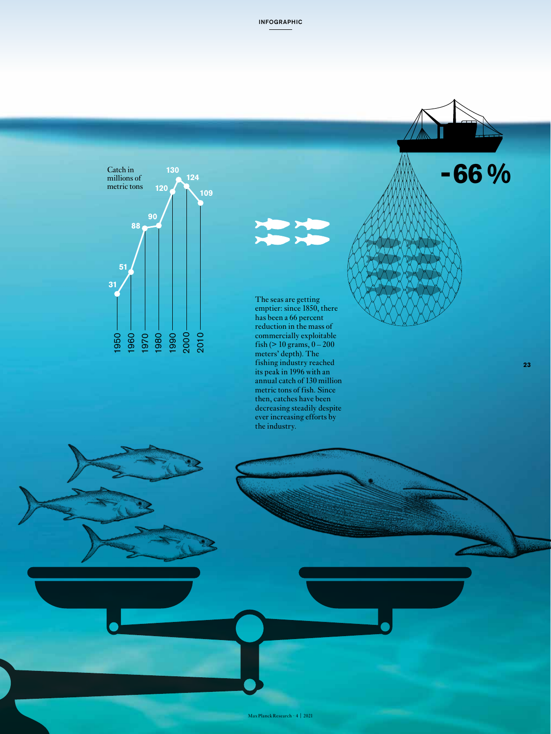INFOGRAPHIC

Catch in millions of metric tons

31
51
88
90
120
130
124
109

1950
1960
1970
1980
1990
2000
2010

-66 %

The seas are getting emptier: since 1850, there has been a 66 percent reduction in the mass of commercially exploitable fish (> 10 grams, 0 – 200 meters' depth). The fishing industry reached its peak in 1996 with an annual catch of 130 million metric tons of fish. Since then, catches have been decreasing steadily despite ever increasing efforts by the industry.